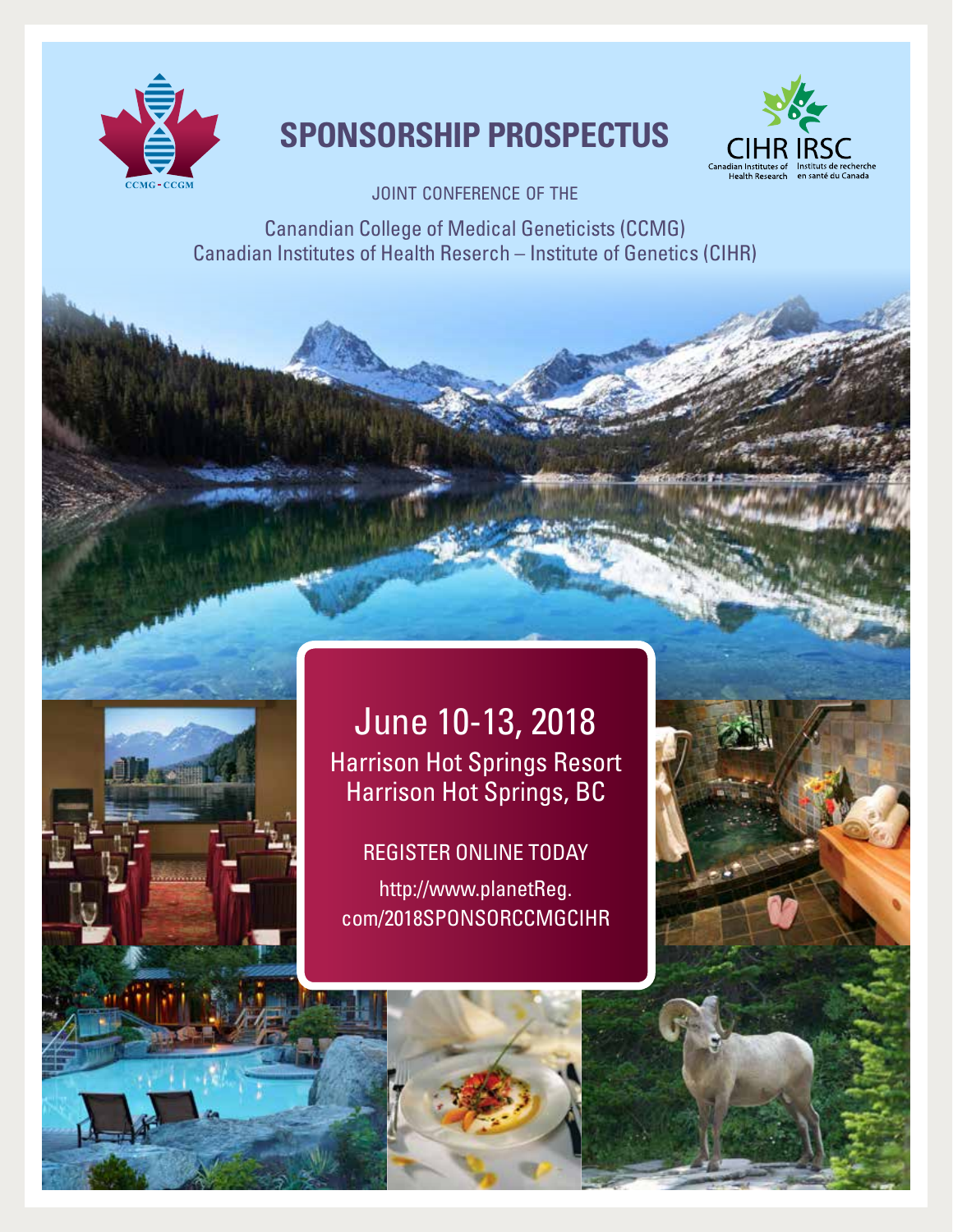CCMG - CCGM

# SPONSORSHIP PROSPECTUS

CIHR IRSC
Canadian Institutes of Health Research
Instituts de recherche en santé du Canada

JOINT CONFERENCE OF THE

Canandian College of Medical Geneticists (CCMG)
Canadian Institutes of Health Reserch – Institute of Genetics (CIHR)

## June 10-13, 2018

Harrison Hot Springs Resort
Harrison Hot Springs, BC

REGISTER ONLINE TODAY

http://www.planetReg.com/2018SPONSORCCMGCIHR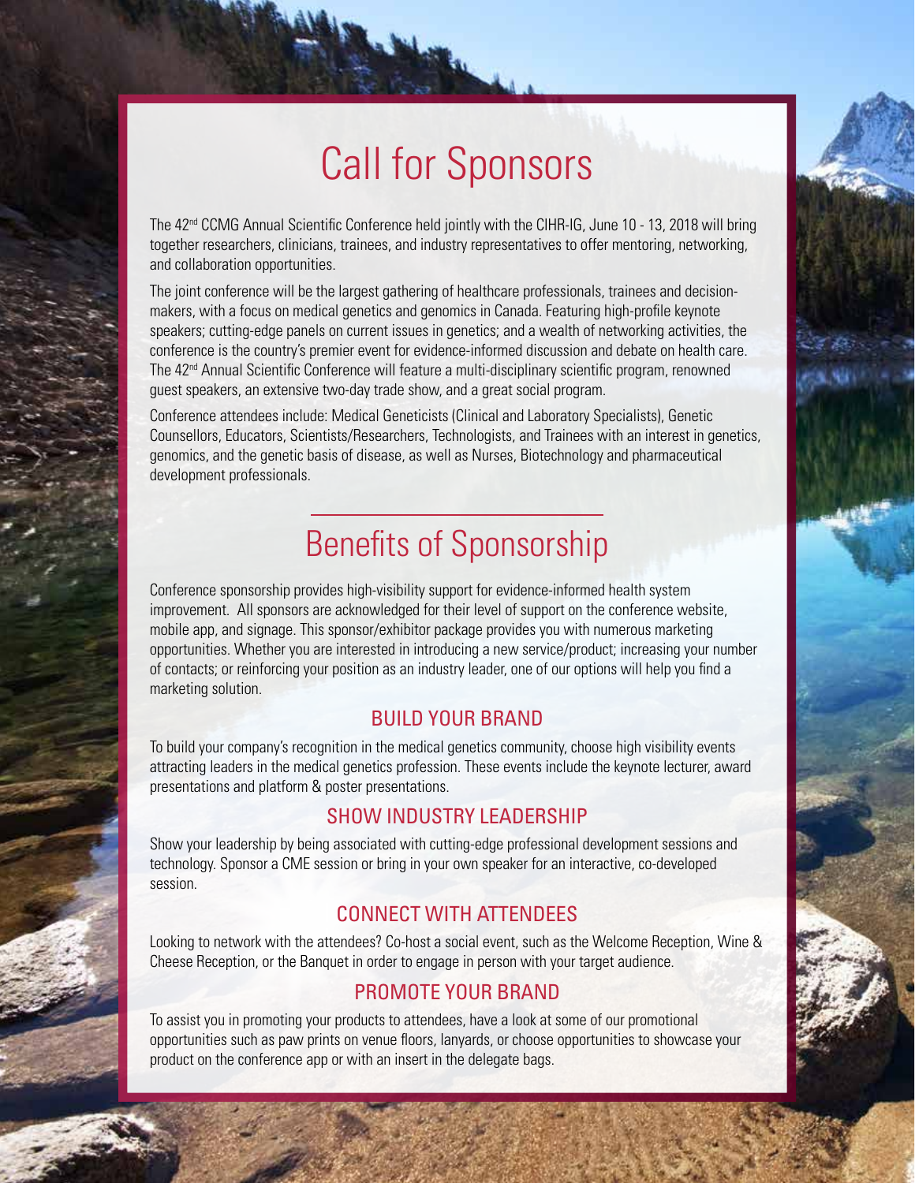# Call for Sponsors

The 42nd CCMG Annual Scientific Conference held jointly with the CIHR-IG, June 10 - 13, 2018 will bring together researchers, clinicians, trainees, and industry representatives to offer mentoring, networking, and collaboration opportunities.

The joint conference will be the largest gathering of healthcare professionals, trainees and decision-makers, with a focus on medical genetics and genomics in Canada. Featuring high-profile keynote speakers; cutting-edge panels on current issues in genetics; and a wealth of networking activities, the conference is the country's premier event for evidence-informed discussion and debate on health care. The 42nd Annual Scientific Conference will feature a multi-disciplinary scientific program, renowned guest speakers, an extensive two-day trade show, and a great social program.

Conference attendees include: Medical Geneticists (Clinical and Laboratory Specialists), Genetic Counsellors, Educators, Scientists/Researchers, Technologists, and Trainees with an interest in genetics, genomics, and the genetic basis of disease, as well as Nurses, Biotechnology and pharmaceutical development professionals.

# Benefits of Sponsorship

Conference sponsorship provides high-visibility support for evidence-informed health system improvement. All sponsors are acknowledged for their level of support on the conference website, mobile app, and signage. This sponsor/exhibitor package provides you with numerous marketing opportunities. Whether you are interested in introducing a new service/product; increasing your number of contacts; or reinforcing your position as an industry leader, one of our options will help you find a marketing solution.

## BUILD YOUR BRAND

To build your company's recognition in the medical genetics community, choose high visibility events attracting leaders in the medical genetics profession. These events include the keynote lecturer, award presentations and platform & poster presentations.

## SHOW INDUSTRY LEADERSHIP

Show your leadership by being associated with cutting-edge professional development sessions and technology. Sponsor a CME session or bring in your own speaker for an interactive, co-developed session.

## CONNECT WITH ATTENDEES

Looking to network with the attendees? Co-host a social event, such as the Welcome Reception, Wine & Cheese Reception, or the Banquet in order to engage in person with your target audience.

## PROMOTE YOUR BRAND

To assist you in promoting your products to attendees, have a look at some of our promotional opportunities such as paw prints on venue floors, lanyards, or choose opportunities to showcase your product on the conference app or with an insert in the delegate bags.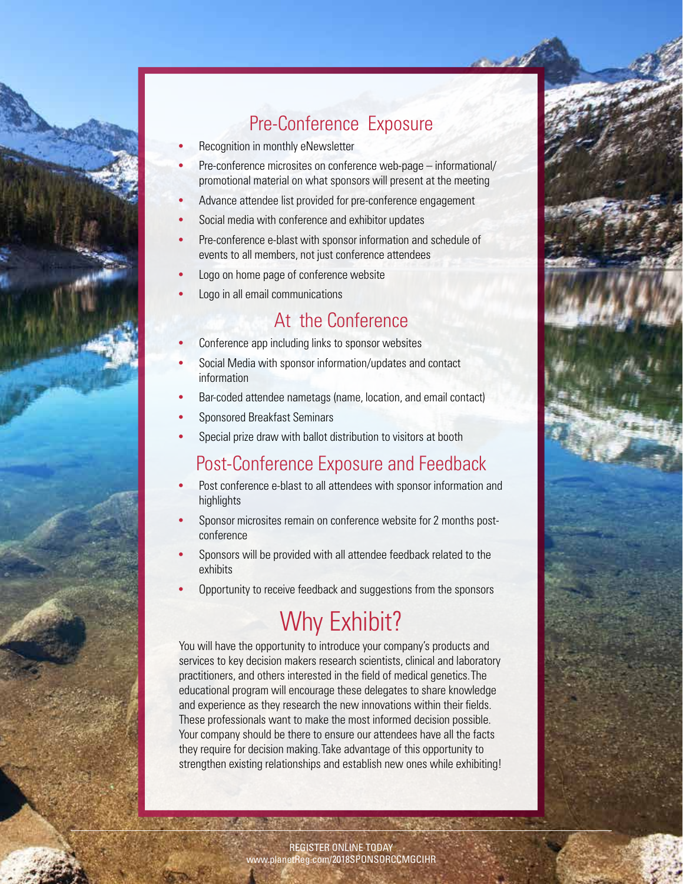## Pre-Conference Exposure

- Recognition in monthly eNewsletter
- Pre-conference microsites on conference web-page – informational/ promotional material on what sponsors will present at the meeting
- Advance attendee list provided for pre-conference engagement
- Social media with conference and exhibitor updates
- Pre-conference e-blast with sponsor information and schedule of events to all members, not just conference attendees
- Logo on home page of conference website
- Logo in all email communications

## At the Conference

- Conference app including links to sponsor websites
- Social Media with sponsor information/updates and contact information
- Bar-coded attendee nametags (name, location, and email contact)
- Sponsored Breakfast Seminars
- Special prize draw with ballot distribution to visitors at booth

## Post-Conference Exposure and Feedback

- Post conference e-blast to all attendees with sponsor information and highlights
- Sponsor microsites remain on conference website for 2 months post-conference
- Sponsors will be provided with all attendee feedback related to the exhibits
- Opportunity to receive feedback and suggestions from the sponsors

# Why Exhibit?

You will have the opportunity to introduce your company's products and services to key decision makers research scientists, clinical and laboratory practitioners, and others interested in the field of medical genetics. The educational program will encourage these delegates to share knowledge and experience as they research the new innovations within their fields. These professionals want to make the most informed decision possible. Your company should be there to ensure our attendees have all the facts they require for decision making. Take advantage of this opportunity to strengthen existing relationships and establish new ones while exhibiting!

REGISTER ONLINE TODAY
www.planetReg.com/2018SPONSORCCMGCIHR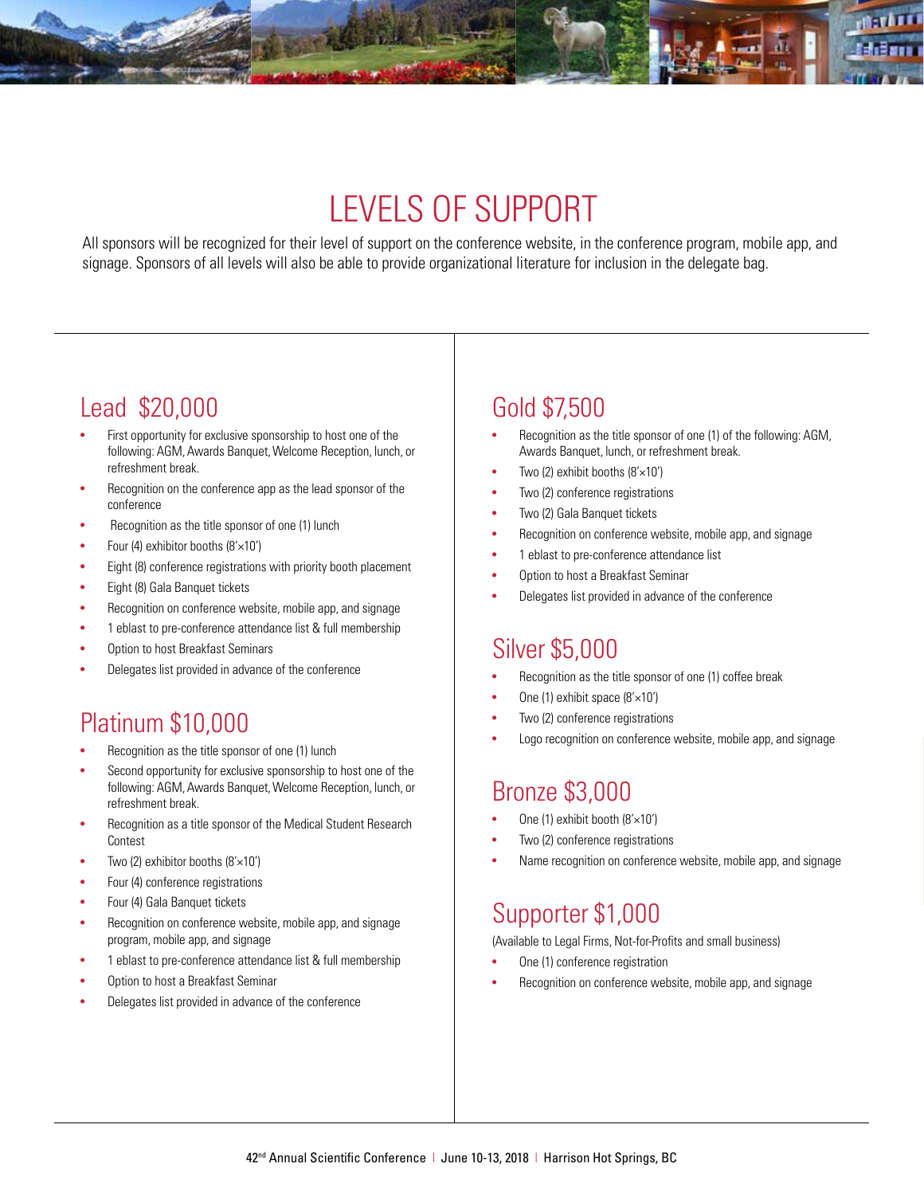# LEVELS OF SUPPORT

All sponsors will be recognized for their level of support on the conference website, in the conference program, mobile app, and signage. Sponsors of all levels will also be able to provide organizational literature for inclusion in the delegate bag.

## Lead $20,000

- First opportunity for exclusive sponsorship to host one of the following: AGM, Awards Banquet, Welcome Reception, lunch, or refreshment break.
- Recognition on the conference app as the lead sponsor of the conference
- Recognition as the title sponsor of one (1) lunch
- Four (4) exhibitor booths (8'×10')
- Eight (8) conference registrations with priority booth placement
- Eight (8) Gala Banquet tickets
- Recognition on conference website, mobile app, and signage
- 1 eblast to pre-conference attendance list & full membership
- Option to host Breakfast Seminars
- Delegates list provided in advance of the conference

## Platinum $10,000

- Recognition as the title sponsor of one (1) lunch
- Second opportunity for exclusive sponsorship to host one of the following: AGM, Awards Banquet, Welcome Reception, lunch, or refreshment break.
- Recognition as a title sponsor of the Medical Student Research Contest
- Two (2) exhibitor booths (8'×10')
- Four (4) conference registrations
- Four (4) Gala Banquet tickets
- Recognition on conference website, mobile app, and signage program, mobile app, and signage
- 1 eblast to pre-conference attendance list & full membership
- Option to host a Breakfast Seminar
- Delegates list provided in advance of the conference

## Gold $7,500

- Recognition as the title sponsor of one (1) of the following: AGM, Awards Banquet, lunch, or refreshment break.
- Two (2) exhibit booths (8'×10')
- Two (2) conference registrations
- Two (2) Gala Banquet tickets
- Recognition on conference website, mobile app, and signage
- 1 eblast to pre-conference attendance list
- Option to host a Breakfast Seminar
- Delegates list provided in advance of the conference

## Silver $5,000

- Recognition as the title sponsor of one (1) coffee break
- One (1) exhibit space (8'×10')
- Two (2) conference registrations
- Logo recognition on conference website, mobile app, and signage

## Bronze $3,000

- One (1) exhibit booth (8'×10')
- Two (2) conference registrations
- Name recognition on conference website, mobile app, and signage

## Supporter $1,000

(Available to Legal Firms, Not-for-Profits and small business)

- One (1) conference registration
- Recognition on conference website, mobile app, and signage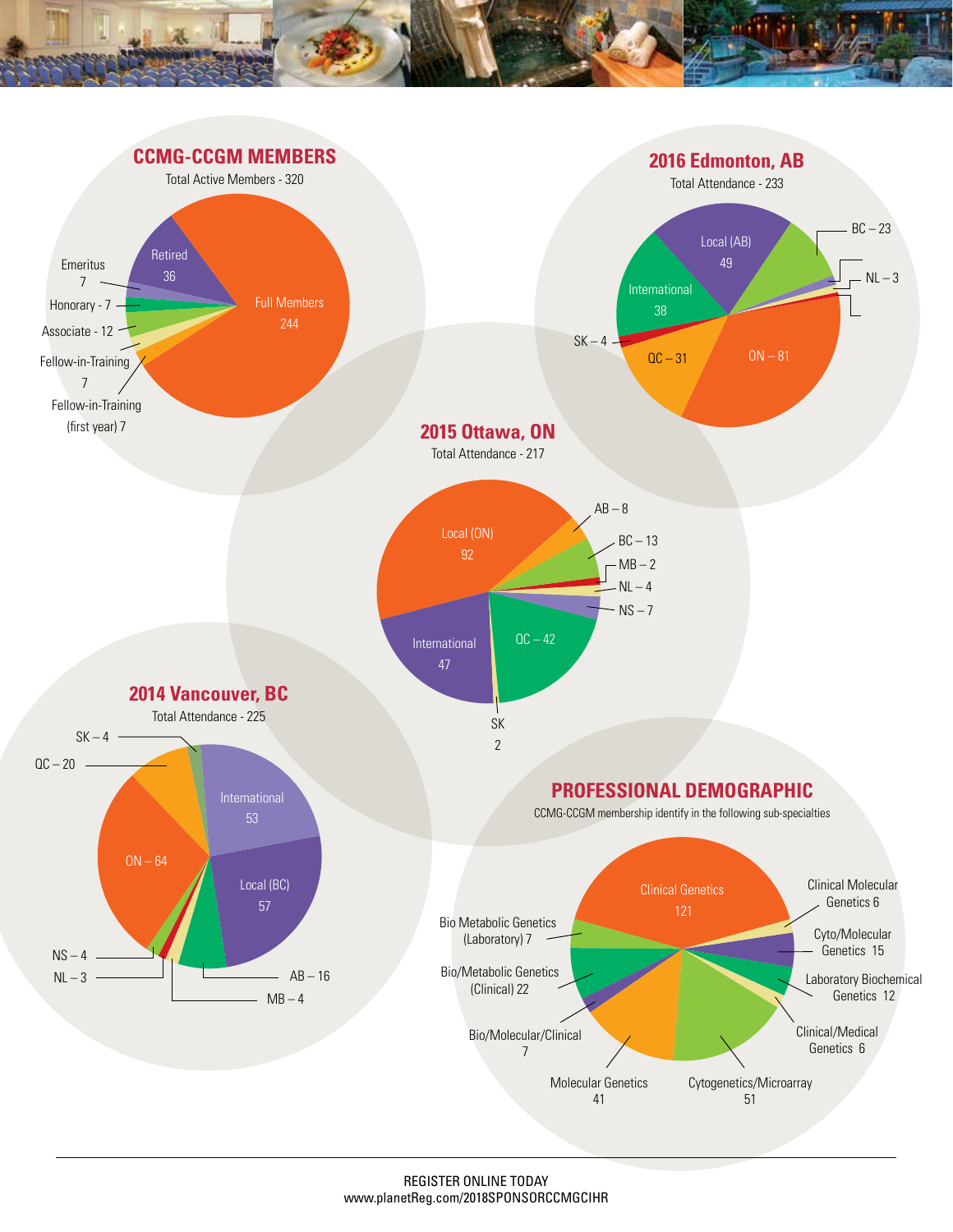## CCMG-CCGM MEMBERS

Total Active Members - 320

- Full Members 244
- Retired 36
- Emeritus 7
- Honorary - 7
- Associate - 12
- Fellow-in-Training 7
- Fellow-in-Training (first year) 7

## 2016 Edmonton, AB

Total Attendance - 233

- Local (AB) 49
- BC – 23
- NL – 3
- ON – 81
- QC – 31
- SK – 4
- International 38

## 2015 Ottawa, ON

Total Attendance - 217

- Local (ON) 92
- AB – 8
- BC – 13
- MB – 2
- NL – 4
- NS – 7
- QC – 42
- SK 2
- International 47

## 2014 Vancouver, BC

Total Attendance - 225

- International 53
- Local (BC) 57
- AB – 16
- MB – 4
- NL – 3
- NS – 4
- ON – 64
- QC – 20
- SK – 4

## PROFESSIONAL DEMOGRAPHIC

CCMG-CCGM membership identify in the following sub-specialties

- Clinical Genetics 121
- Clinical Molecular Genetics 6
- Cyto/Molecular Genetics 15
- Laboratory Biochemical Genetics 12
- Clinical/Medical Genetics 6
- Cytogenetics/Microarray 51
- Molecular Genetics 41
- Bio/Molecular/Clinical 7
- Bio/Metabolic Genetics (Clinical) 22
- Bio Metabolic Genetics (Laboratory) 7

REGISTER ONLINE TODAY
www.planetReg.com/2018SPONSORCCMGCIHR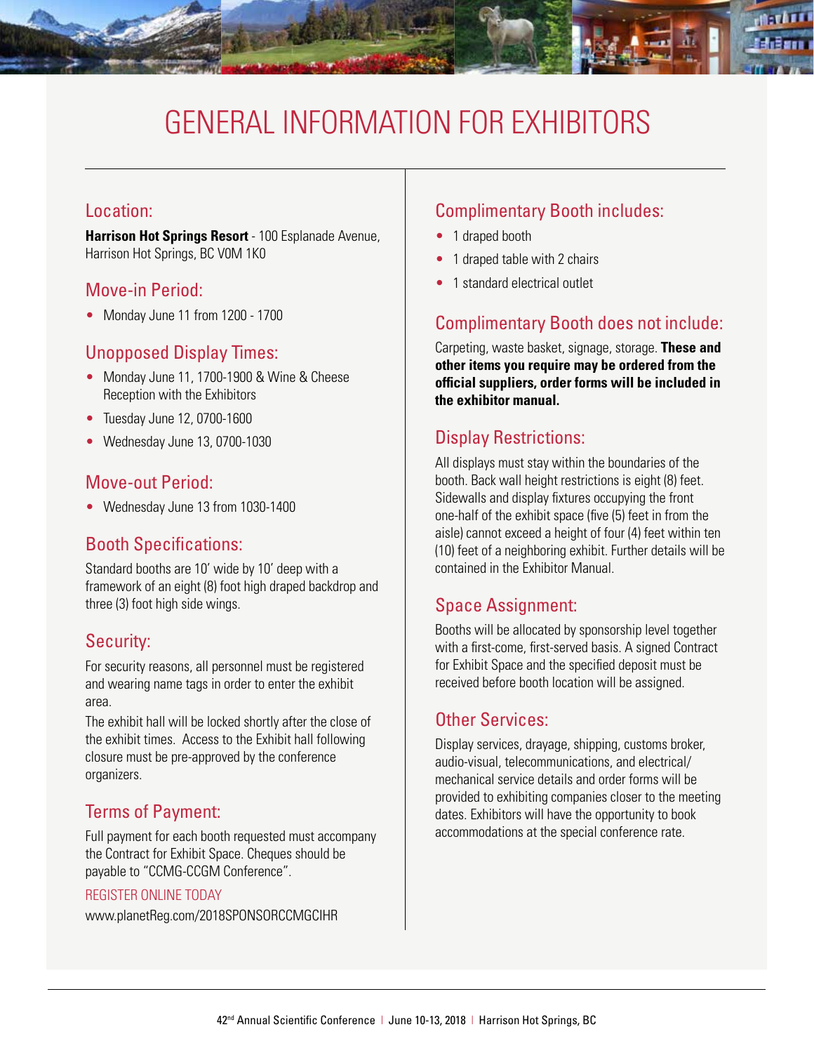# GENERAL INFORMATION FOR EXHIBITORS

## Location:

**Harrison Hot Springs Resort** - 100 Esplanade Avenue, Harrison Hot Springs, BC V0M 1K0

## Move-in Period:

- Monday June 11 from 1200 - 1700

## Unopposed Display Times:

- Monday June 11, 1700-1900 & Wine & Cheese Reception with the Exhibitors
- Tuesday June 12, 0700-1600
- Wednesday June 13, 0700-1030

## Move-out Period:

- Wednesday June 13 from 1030-1400

## Booth Specifications:

Standard booths are 10' wide by 10' deep with a framework of an eight (8) foot high draped backdrop and three (3) foot high side wings.

## Security:

For security reasons, all personnel must be registered and wearing name tags in order to enter the exhibit area.

The exhibit hall will be locked shortly after the close of the exhibit times. Access to the Exhibit hall following closure must be pre-approved by the conference organizers.

## Terms of Payment:

Full payment for each booth requested must accompany the Contract for Exhibit Space. Cheques should be payable to "CCMG-CCGM Conference".

REGISTER ONLINE TODAY

www.planetReg.com/2018SPONSORCCMGCIHR

## Complimentary Booth includes:

- 1 draped booth
- 1 draped table with 2 chairs
- 1 standard electrical outlet

## Complimentary Booth does not include:

Carpeting, waste basket, signage, storage. **These and other items you require may be ordered from the official suppliers, order forms will be included in the exhibitor manual.**

## Display Restrictions:

All displays must stay within the boundaries of the booth. Back wall height restrictions is eight (8) feet. Sidewalls and display fixtures occupying the front one-half of the exhibit space (five (5) feet in from the aisle) cannot exceed a height of four (4) feet within ten (10) feet of a neighboring exhibit. Further details will be contained in the Exhibitor Manual.

## Space Assignment:

Booths will be allocated by sponsorship level together with a first-come, first-served basis. A signed Contract for Exhibit Space and the specified deposit must be received before booth location will be assigned.

## Other Services:

Display services, drayage, shipping, customs broker, audio-visual, telecommunications, and electrical/mechanical service details and order forms will be provided to exhibiting companies closer to the meeting dates. Exhibitors will have the opportunity to book accommodations at the special conference rate.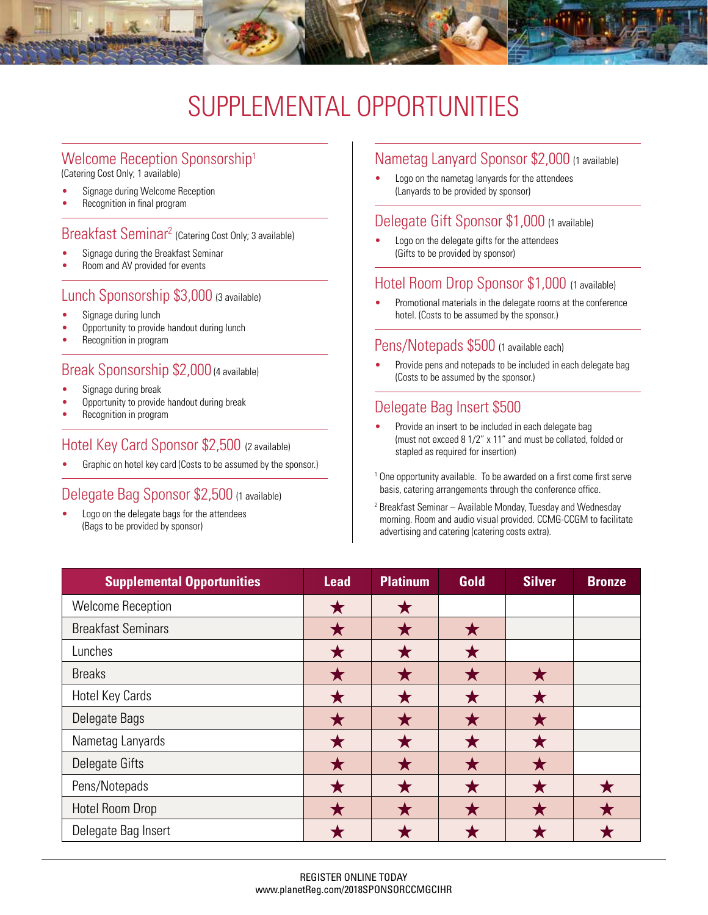# SUPPLEMENTAL OPPORTUNITIES

## Welcome Reception Sponsorship[1]

(Catering Cost Only; 1 available)

- Signage during Welcome Reception
- Recognition in final program

## Breakfast Seminar[2] (Catering Cost Only; 3 available)

- Signage during the Breakfast Seminar
- Room and AV provided for events

## Lunch Sponsorship $3,000 (3 available)

- Signage during lunch
- Opportunity to provide handout during lunch
- Recognition in program

## Break Sponsorship $2,000 (4 available)

- Signage during break
- Opportunity to provide handout during break
- Recognition in program

## Hotel Key Card Sponsor $2,500 (2 available)

- Graphic on hotel key card (Costs to be assumed by the sponsor.)

## Delegate Bag Sponsor $2,500 (1 available)

- Logo on the delegate bags for the attendees (Bags to be provided by sponsor)

## Nametag Lanyard Sponsor $2,000 (1 available)

- Logo on the nametag lanyards for the attendees (Lanyards to be provided by sponsor)

## Delegate Gift Sponsor $1,000 (1 available)

- Logo on the delegate gifts for the attendees (Gifts to be provided by sponsor)

## Hotel Room Drop Sponsor $1,000 (1 available)

- Promotional materials in the delegate rooms at the conference hotel. (Costs to be assumed by the sponsor.)

## Pens/Notepads $500 (1 available each)

- Provide pens and notepads to be included in each delegate bag (Costs to be assumed by the sponsor.)

## Delegate Bag Insert $500

- Provide an insert to be included in each delegate bag (must not exceed 8 1/2" x 11" and must be collated, folded or stapled as required for insertion)

[1] One opportunity available. To be awarded on a first come first serve basis, catering arrangements through the conference office.

[2] Breakfast Seminar – Available Monday, Tuesday and Wednesday morning. Room and audio visual provided. CCMG-CCGM to facilitate advertising and catering (catering costs extra).

| Supplemental Opportunities | Lead | Platinum | Gold | Silver | Bronze |
|---|---|---|---|---|---|
| Welcome Reception | ★ | ★ | | | |
| Breakfast Seminars | ★ | ★ | ★ | | |
| Lunches | ★ | ★ | ★ | | |
| Breaks | ★ | ★ | ★ | ★ | |
| Hotel Key Cards | ★ | ★ | ★ | ★ | |
| Delegate Bags | ★ | ★ | ★ | ★ | |
| Nametag Lanyards | ★ | ★ | ★ | ★ | |
| Delegate Gifts | ★ | ★ | ★ | ★ | |
| Pens/Notepads | ★ | ★ | ★ | ★ | ★ |
| Hotel Room Drop | ★ | ★ | ★ | ★ | ★ |
| Delegate Bag Insert | ★ | ★ | ★ | ★ | ★ |

REGISTER ONLINE TODAY
www.planetReg.com/2018SPONSORCCMGCIHR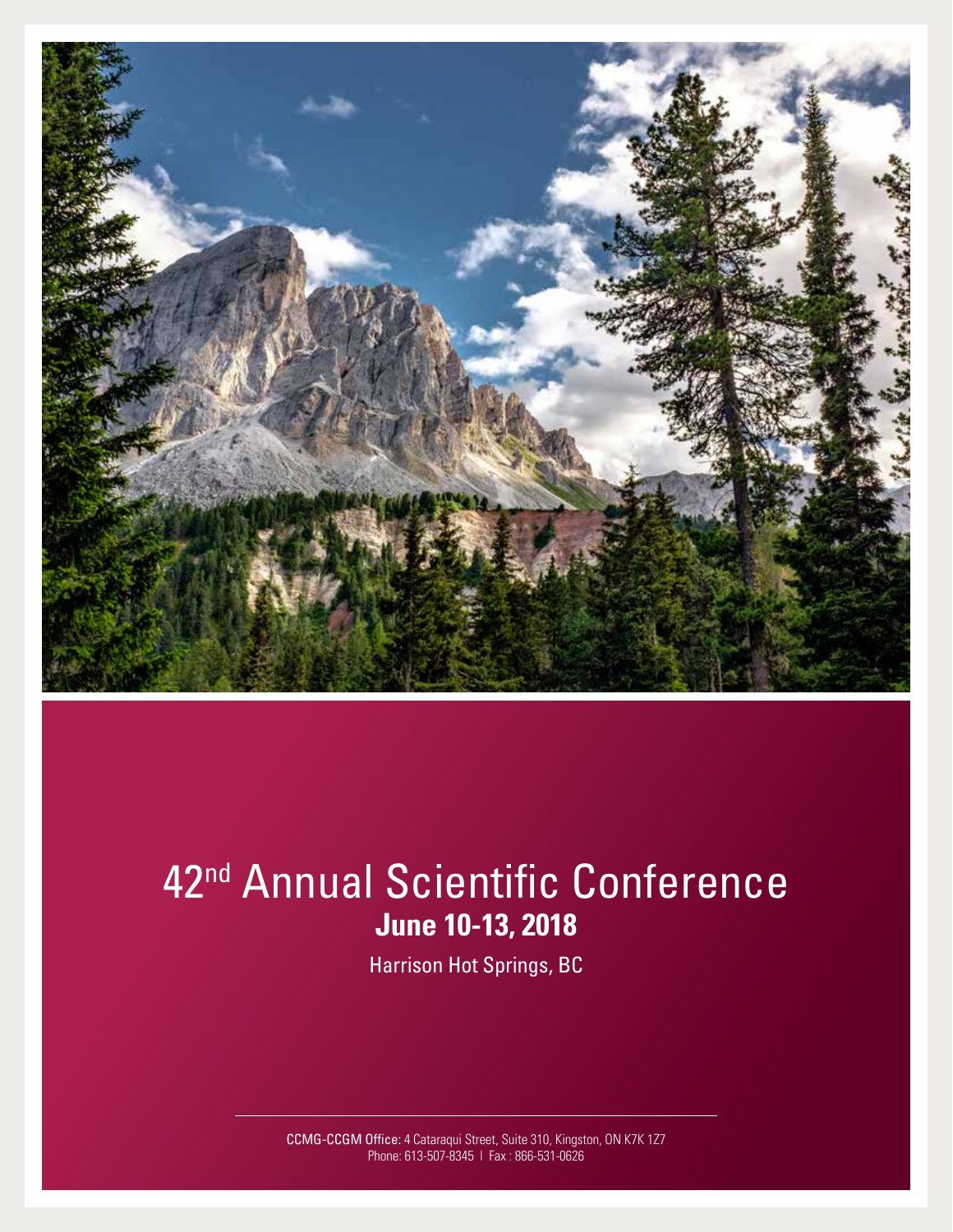# 42nd Annual Scientific Conference

## June 10-13, 2018

Harrison Hot Springs, BC

**CCMG-CCGM Office:** 4 Cataraqui Street, Suite 310, Kingston, ON K7K 1Z7
Phone: 613-507-8345 | Fax : 866-531-0626